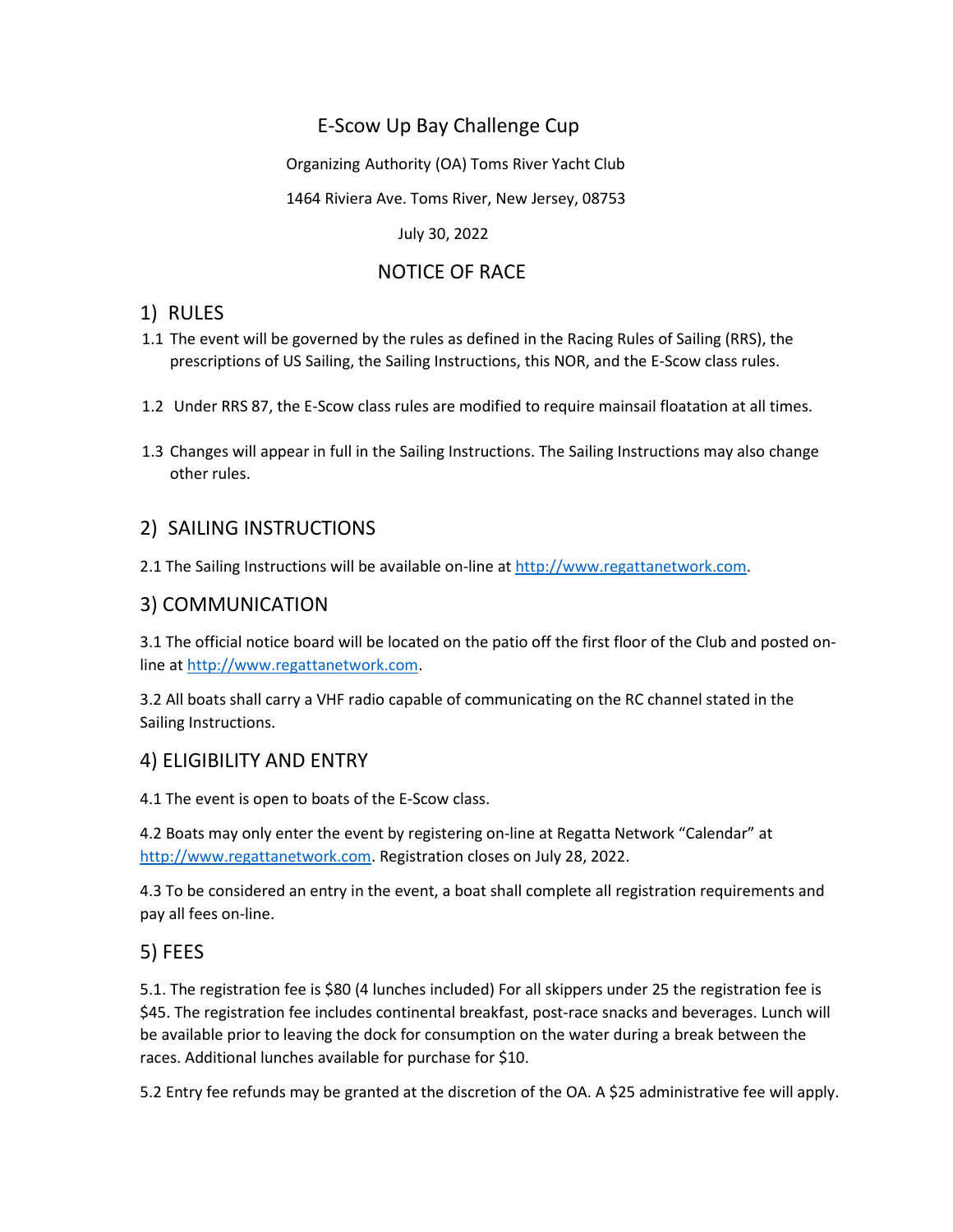# E-Scow Up Bay Challenge Cup

Organizing Authority (OA) Toms River Yacht Club

1464 Riviera Ave. Toms River, New Jersey, 08753

July 30, 2022

## NOTICE OF RACE

## 1) RULES

1.1 The event will be governed by the rules as defined in the Racing Rules of Sailing (RRS), the prescriptions of US Sailing, the Sailing Instructions, this NOR, and the E-Scow class rules.

1.2 Under RRS 87, the E-Scow class rules are modified to require mainsail floatation at all times.

1.3 Changes will appear in full in the Sailing Instructions. The Sailing Instructions may also change other rules.

## 2) SAILING INSTRUCTIONS

2.1 The Sailing Instructions will be available on-line at [http://www.regattanetwork.com](http://www.regattanetwork.com).

## 3) COMMUNICATION

3.1 The official notice board will be located on the patio off the first floor of the Club and posted on-line at [http://www.regattanetwork.com](http://www.regattanetwork.com).

3.2 All boats shall carry a VHF radio capable of communicating on the RC channel stated in the Sailing Instructions.

## 4) ELIGIBILITY AND ENTRY

4.1 The event is open to boats of the E-Scow class.

4.2 Boats may only enter the event by registering on-line at Regatta Network "Calendar" at [http://www.regattanetwork.com](http://www.regattanetwork.com). Registration closes on July 28, 2022.

4.3 To be considered an entry in the event, a boat shall complete all registration requirements and pay all fees on-line.

## 5) FEES

5.1. The registration fee is $80 (4 lunches included) For all skippers under 25 the registration fee is $45. The registration fee includes continental breakfast, post-race snacks and beverages. Lunch will be available prior to leaving the dock for consumption on the water during a break between the races. Additional lunches available for purchase for $10.

5.2 Entry fee refunds may be granted at the discretion of the OA. A $25 administrative fee will apply.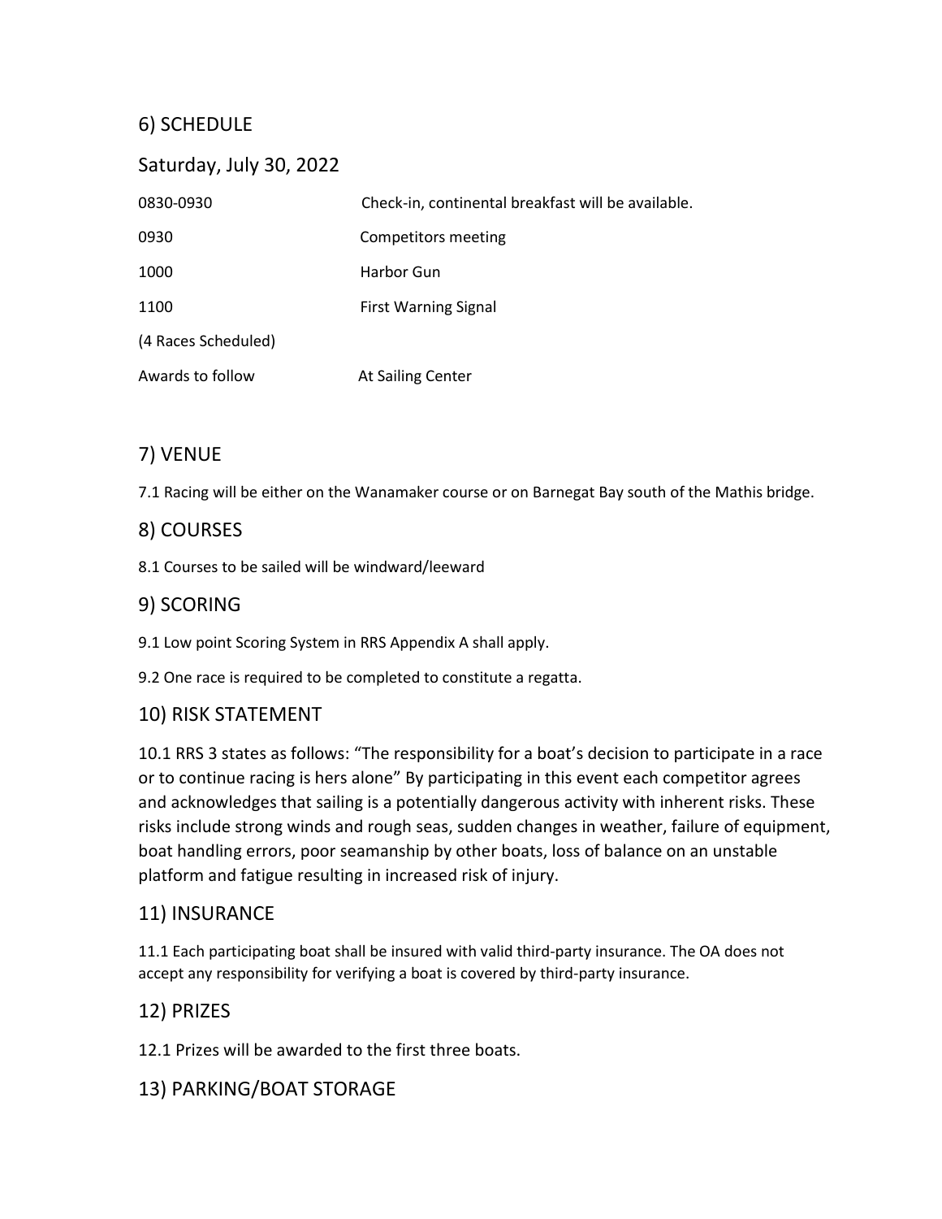## 6) SCHEDULE

### Saturday, July 30, 2022

| | |
|---|---|
| 0830-0930 | Check-in, continental breakfast will be available. |
| 0930 | Competitors meeting |
| 1000 | Harbor Gun |
| 1100 | First Warning Signal |
| (4 Races Scheduled) | |
| Awards to follow | At Sailing Center |

## 7) VENUE

7.1 Racing will be either on the Wanamaker course or on Barnegat Bay south of the Mathis bridge.

## 8) COURSES

8.1 Courses to be sailed will be windward/leeward

## 9) SCORING

9.1 Low point Scoring System in RRS Appendix A shall apply.

9.2 One race is required to be completed to constitute a regatta.

## 10) RISK STATEMENT

10.1 RRS 3 states as follows: "The responsibility for a boat's decision to participate in a race or to continue racing is hers alone" By participating in this event each competitor agrees and acknowledges that sailing is a potentially dangerous activity with inherent risks. These risks include strong winds and rough seas, sudden changes in weather, failure of equipment, boat handling errors, poor seamanship by other boats, loss of balance on an unstable platform and fatigue resulting in increased risk of injury.

## 11) INSURANCE

11.1 Each participating boat shall be insured with valid third-party insurance. The OA does not accept any responsibility for verifying a boat is covered by third-party insurance.

## 12) PRIZES

12.1 Prizes will be awarded to the first three boats.

## 13) PARKING/BOAT STORAGE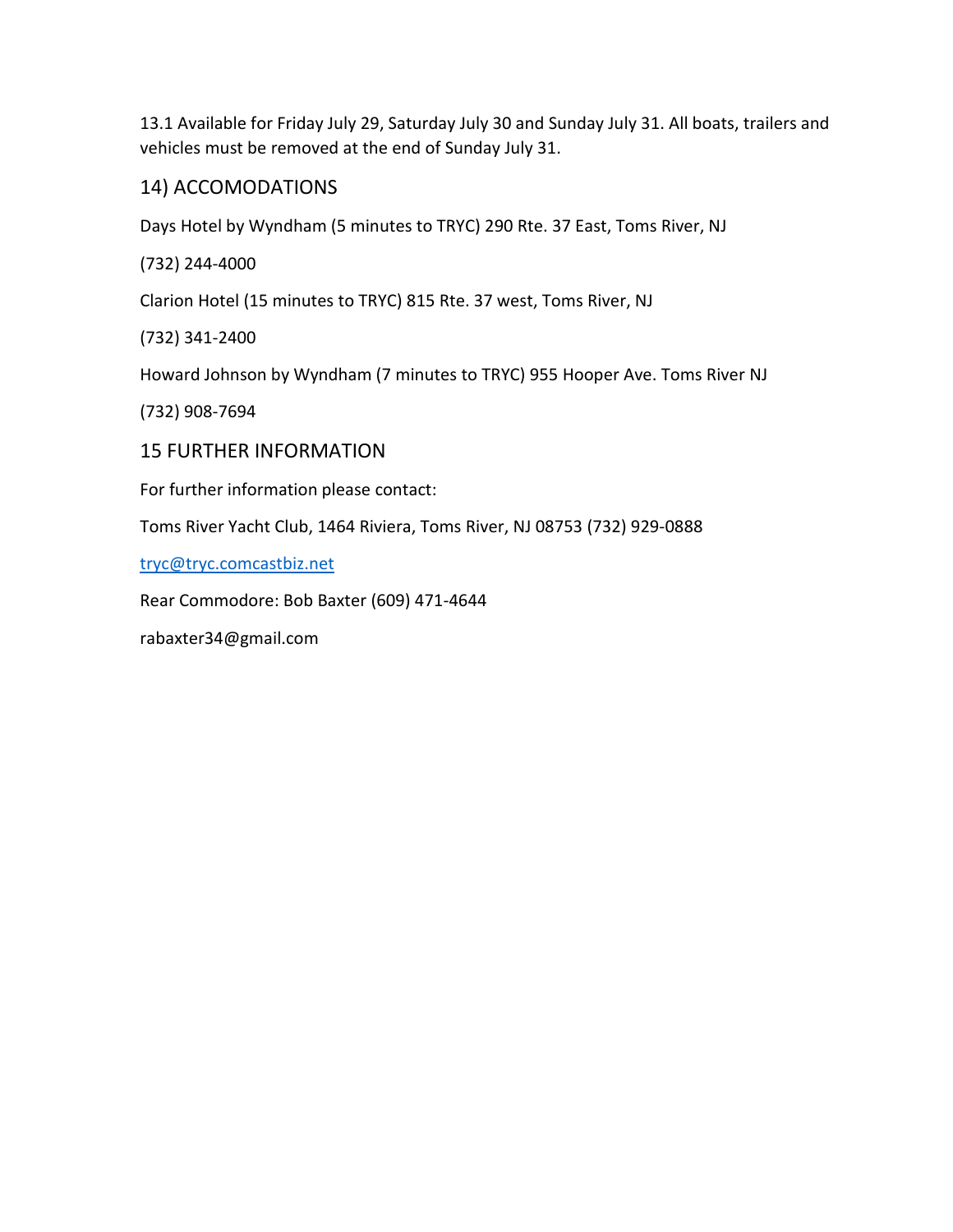13.1 Available for Friday July 29, Saturday July 30 and Sunday July 31. All boats, trailers and vehicles must be removed at the end of Sunday July 31.

## 14) ACCOMODATIONS

Days Hotel by Wyndham (5 minutes to TRYC) 290 Rte. 37 East, Toms River, NJ

(732) 244-4000

Clarion Hotel (15 minutes to TRYC) 815 Rte. 37 west, Toms River, NJ

(732) 341-2400

Howard Johnson by Wyndham (7 minutes to TRYC) 955 Hooper Ave. Toms River NJ

(732) 908-7694

## 15 FURTHER INFORMATION

For further information please contact:

Toms River Yacht Club, 1464 Riviera, Toms River, NJ 08753 (732) 929-0888

tryc@tryc.comcastbiz.net

Rear Commodore: Bob Baxter (609) 471-4644

rabaxter34@gmail.com